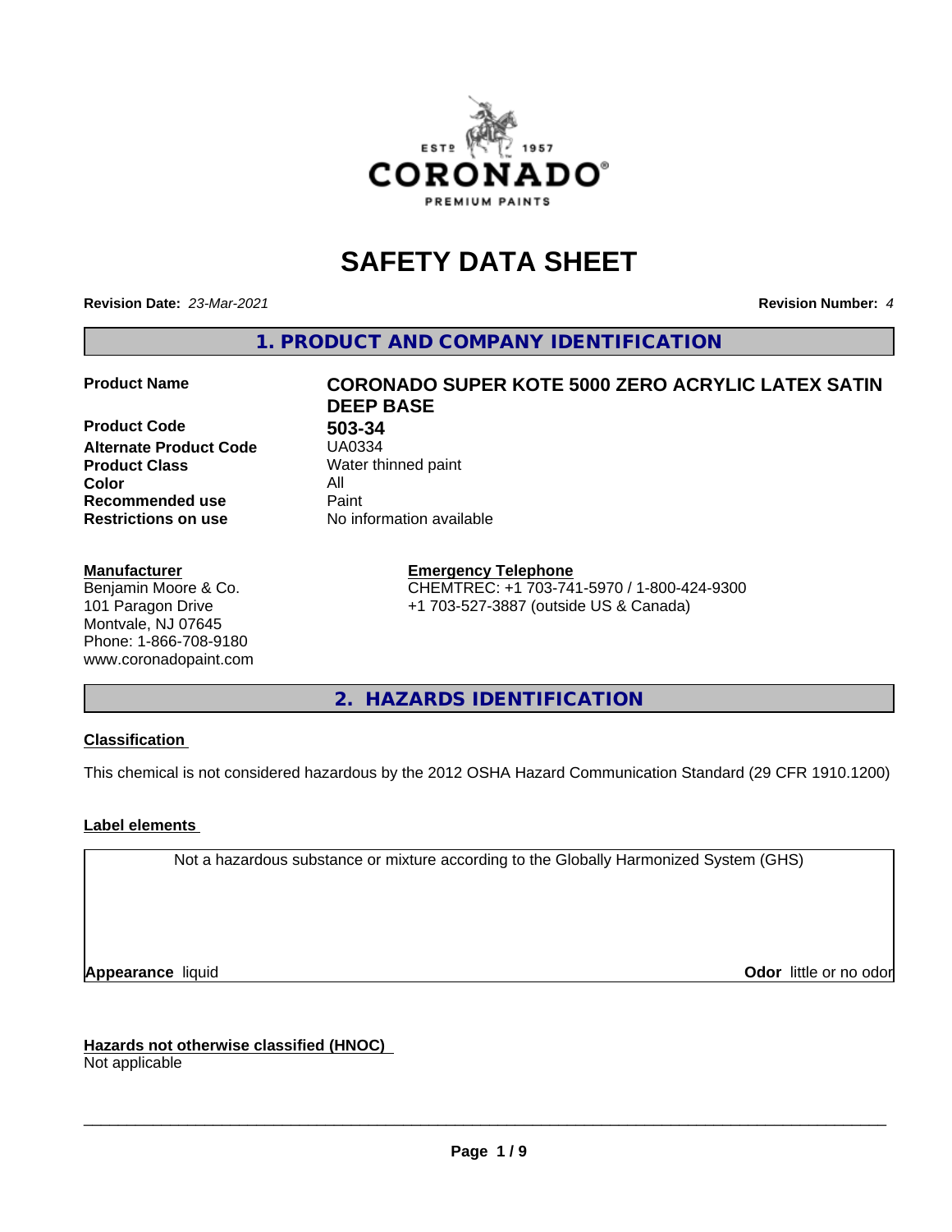# SAFETY DATA SHEET

**Revision Date:** *23-Mar-2021* **Revision Number:** *4*

## 1. PRODUCT AND COMPANY IDENTIFICATION

| | |
|---|---|
| **Product Name** | **CORONADO SUPER KOTE 5000 ZERO ACRYLIC LATEX SATIN DEEP BASE** |
| **Product Code** | **503-34** |
| **Alternate Product Code** | UA0334 |
| **Product Class** | Water thinned paint |
| **Color** | All |
| **Recommended use** | Paint |
| **Restrictions on use** | No information available |

**Manufacturer**
Benjamin Moore & Co.
101 Paragon Drive
Montvale, NJ 07645
Phone: 1-866-708-9180
www.coronadopaint.com

**Emergency Telephone**
CHEMTREC: +1 703-741-5970 / 1-800-424-9300
+1 703-527-3887 (outside US & Canada)

## 2. HAZARDS IDENTIFICATION

**Classification**

This chemical is not considered hazardous by the 2012 OSHA Hazard Communication Standard (29 CFR 1910.1200)

**Label elements**

Not a hazardous substance or mixture according to the Globally Harmonized System (GHS)

**Appearance** liquid **Odor** little or no odor

**Hazards not otherwise classified (HNOC)**
Not applicable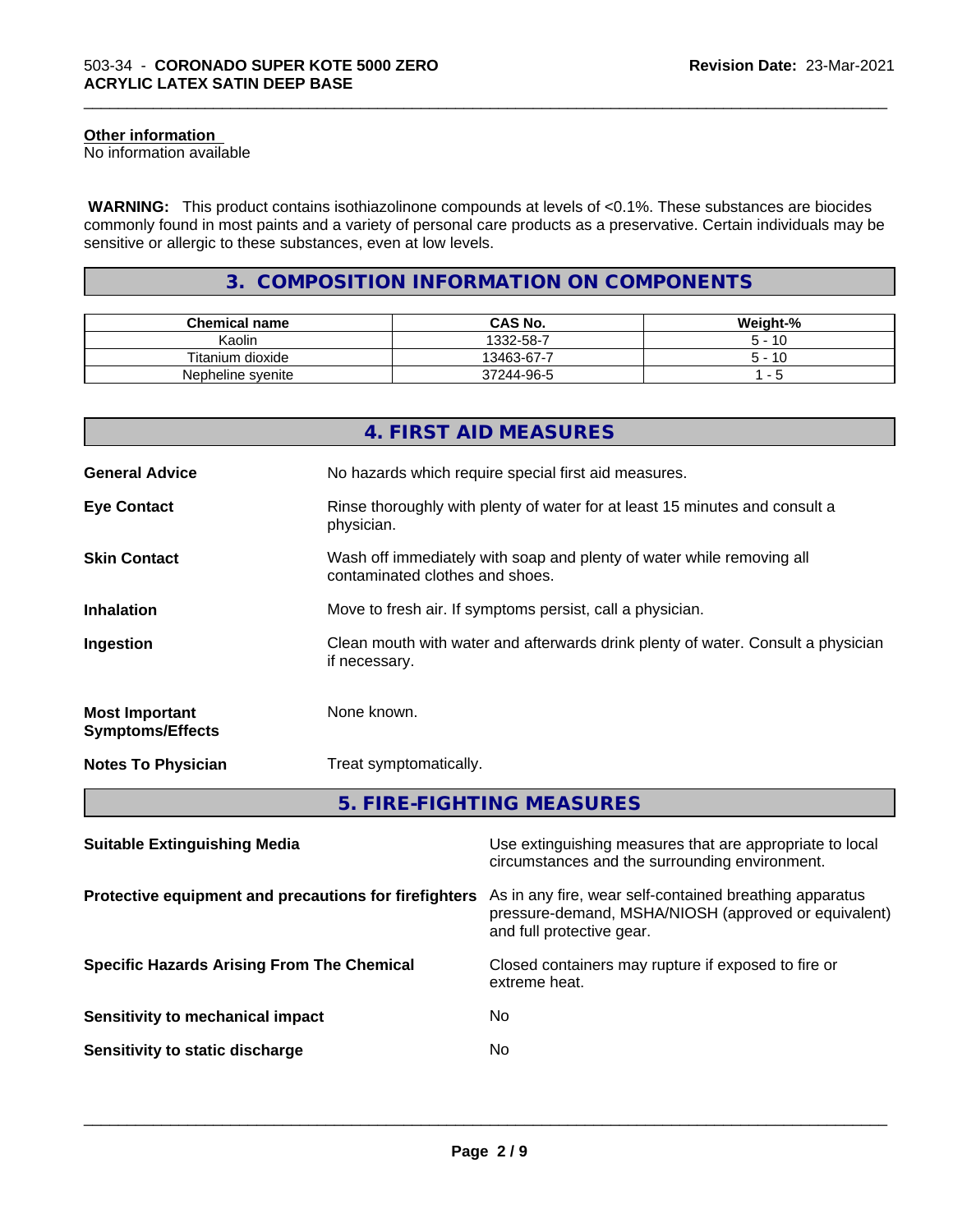#### Other information

No information available

**WARNING:** This product contains isothiazolinone compounds at levels of <0.1%. These substances are biocides commonly found in most paints and a variety of personal care products as a preservative. Certain individuals may be sensitive or allergic to these substances, even at low levels.

## 3. COMPOSITION INFORMATION ON COMPONENTS

| Chemical name | CAS No. | Weight-% |
|---|---|---|
| Kaolin | 1332-58-7 | 5 - 10 |
| Titanium dioxide | 13463-67-7 | 5 - 10 |
| Nepheline syenite | 37244-96-5 | 1 - 5 |

## 4. FIRST AID MEASURES

**General Advice** No hazards which require special first aid measures.

**Eye Contact** Rinse thoroughly with plenty of water for at least 15 minutes and consult a physician.

**Skin Contact** Wash off immediately with soap and plenty of water while removing all contaminated clothes and shoes.

**Inhalation** Move to fresh air. If symptoms persist, call a physician.

**Ingestion** Clean mouth with water and afterwards drink plenty of water. Consult a physician if necessary.

**Most Important Symptoms/Effects** None known.

**Notes To Physician** Treat symptomatically.

## 5. FIRE-FIGHTING MEASURES

**Suitable Extinguishing Media** Use extinguishing measures that are appropriate to local circumstances and the surrounding environment.

**Protective equipment and precautions for firefighters** As in any fire, wear self-contained breathing apparatus pressure-demand, MSHA/NIOSH (approved or equivalent) and full protective gear.

**Specific Hazards Arising From The Chemical** Closed containers may rupture if exposed to fire or extreme heat.

**Sensitivity to mechanical impact** No

**Sensitivity to static discharge** No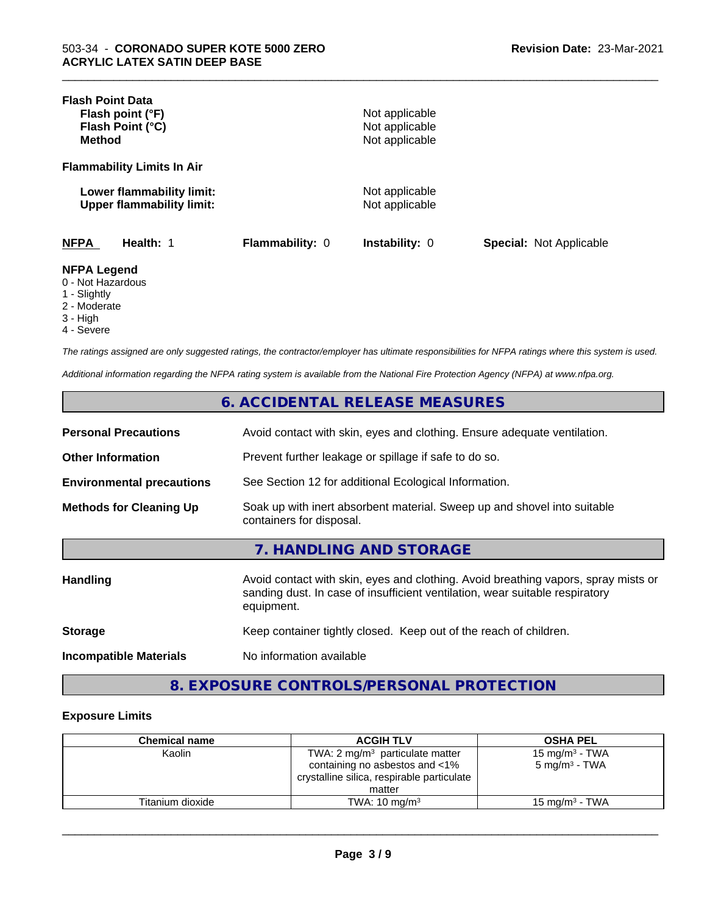**Flash Point Data**

**Flash point (°F)** Not applicable
**Flash Point (°C)** Not applicable
**Method** Not applicable

**Flammability Limits In Air**

**Lower flammability limit:** Not applicable
**Upper flammability limit:** Not applicable

| NFPA | Health: 1 | Flammability: 0 | Instability: 0 | Special: Not Applicable |
|---|---|---|---|---|

**NFPA Legend**
0 - Not Hazardous
1 - Slightly
2 - Moderate
3 - High
4 - Severe

*The ratings assigned are only suggested ratings, the contractor/employer has ultimate responsibilities for NFPA ratings where this system is used.*

*Additional information regarding the NFPA rating system is available from the National Fire Protection Agency (NFPA) at www.nfpa.org.*

## 6. ACCIDENTAL RELEASE MEASURES

**Personal Precautions** Avoid contact with skin, eyes and clothing. Ensure adequate ventilation.

**Other Information** Prevent further leakage or spillage if safe to do so.

**Environmental precautions** See Section 12 for additional Ecological Information.

**Methods for Cleaning Up** Soak up with inert absorbent material. Sweep up and shovel into suitable containers for disposal.

## 7. HANDLING AND STORAGE

**Handling** Avoid contact with skin, eyes and clothing. Avoid breathing vapors, spray mists or sanding dust. In case of insufficient ventilation, wear suitable respiratory equipment.

**Storage** Keep container tightly closed. Keep out of the reach of children.

**Incompatible Materials** No information available

## 8. EXPOSURE CONTROLS/PERSONAL PROTECTION

### Exposure Limits

| Chemical name | ACGIH TLV | OSHA PEL |
|---|---|---|
| Kaolin | TWA: 2 mg/m³ particulate matter containing no asbestos and <1% crystalline silica, respirable particulate matter | 15 mg/m³ - TWA<br>5 mg/m³ - TWA |
| Titanium dioxide | TWA: 10 mg/m³ | 15 mg/m³ - TWA |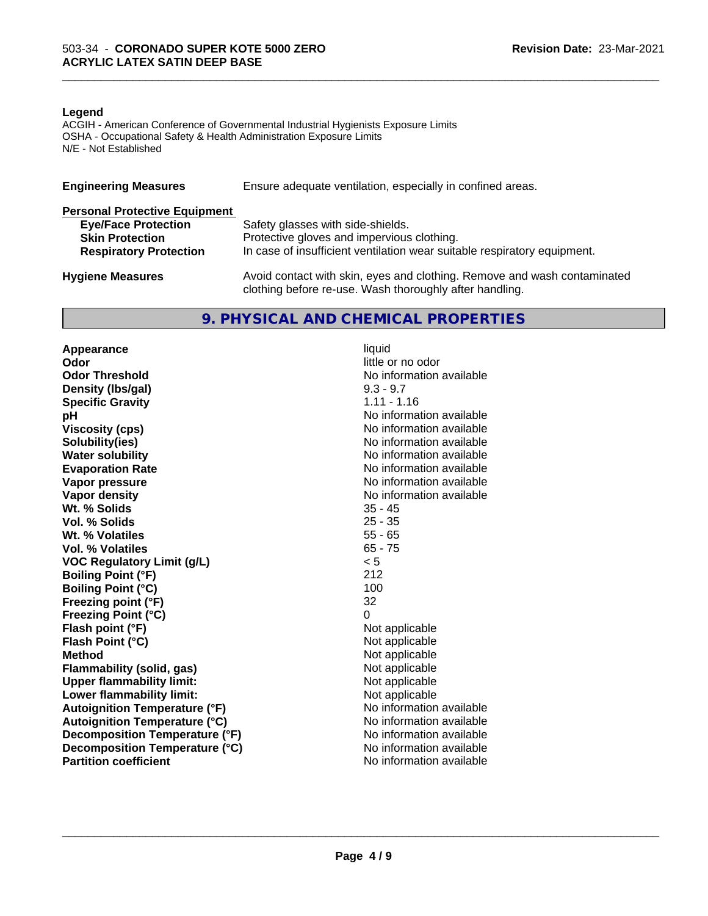**Legend**

ACGIH - American Conference of Governmental Industrial Hygienists Exposure Limits
OSHA - Occupational Safety & Health Administration Exposure Limits
N/E - Not Established

| | |
|---|---|
| **Engineering Measures** | Ensure adequate ventilation, especially in confined areas. |

**Personal Protective Equipment**

| | |
|---|---|
| **Eye/Face Protection** | Safety glasses with side-shields. |
| **Skin Protection** | Protective gloves and impervious clothing. |
| **Respiratory Protection** | In case of insufficient ventilation wear suitable respiratory equipment. |
| **Hygiene Measures** | Avoid contact with skin, eyes and clothing. Remove and wash contaminated clothing before re-use. Wash thoroughly after handling. |

## 9. PHYSICAL AND CHEMICAL PROPERTIES

| | |
|---|---|
| **Appearance** | liquid |
| **Odor** | little or no odor |
| **Odor Threshold** | No information available |
| **Density (lbs/gal)** | 9.3 - 9.7 |
| **Specific Gravity** | 1.11 - 1.16 |
| **pH** | No information available |
| **Viscosity (cps)** | No information available |
| **Solubility(ies)** | No information available |
| **Water solubility** | No information available |
| **Evaporation Rate** | No information available |
| **Vapor pressure** | No information available |
| **Vapor density** | No information available |
| **Wt. % Solids** | 35 - 45 |
| **Vol. % Solids** | 25 - 35 |
| **Wt. % Volatiles** | 55 - 65 |
| **Vol. % Volatiles** | 65 - 75 |
| **VOC Regulatory Limit (g/L)** | < 5 |
| **Boiling Point (°F)** | 212 |
| **Boiling Point (°C)** | 100 |
| **Freezing point (°F)** | 32 |
| **Freezing Point (°C)** | 0 |
| **Flash point (°F)** | Not applicable |
| **Flash Point (°C)** | Not applicable |
| **Method** | Not applicable |
| **Flammability (solid, gas)** | Not applicable |
| **Upper flammability limit:** | Not applicable |
| **Lower flammability limit:** | Not applicable |
| **Autoignition Temperature (°F)** | No information available |
| **Autoignition Temperature (°C)** | No information available |
| **Decomposition Temperature (°F)** | No information available |
| **Decomposition Temperature (°C)** | No information available |
| **Partition coefficient** | No information available |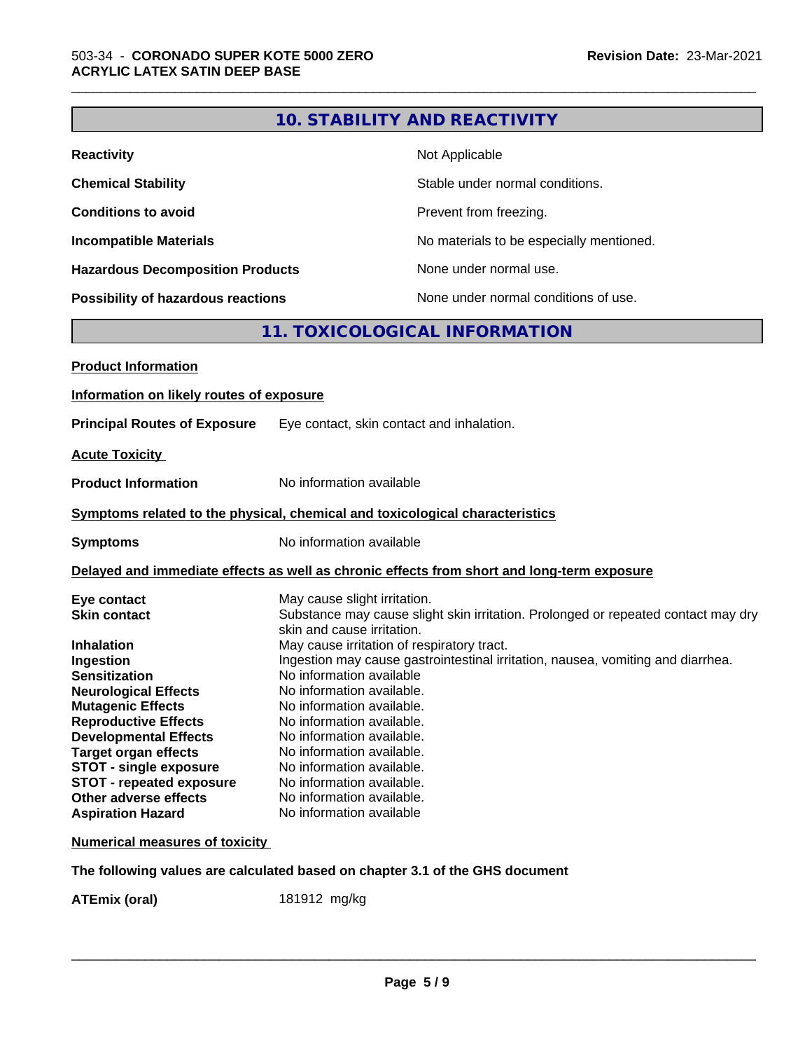## 10. STABILITY AND REACTIVITY

| | |
|---|---|
| **Reactivity** | Not Applicable |
| **Chemical Stability** | Stable under normal conditions. |
| **Conditions to avoid** | Prevent from freezing. |
| **Incompatible Materials** | No materials to be especially mentioned. |
| **Hazardous Decomposition Products** | None under normal use. |
| **Possibility of hazardous reactions** | None under normal conditions of use. |

## 11. TOXICOLOGICAL INFORMATION

**Product Information**

**Information on likely routes of exposure**

**Principal Routes of Exposure** Eye contact, skin contact and inhalation.

**Acute Toxicity**

**Product Information** No information available

**Symptoms related to the physical, chemical and toxicological characteristics**

**Symptoms** No information available

**Delayed and immediate effects as well as chronic effects from short and long-term exposure**

| | |
|---|---|
| **Eye contact** | May cause slight irritation. |
| **Skin contact** | Substance may cause slight skin irritation. Prolonged or repeated contact may dry skin and cause irritation. |
| **Inhalation** | May cause irritation of respiratory tract. |
| **Ingestion** | Ingestion may cause gastrointestinal irritation, nausea, vomiting and diarrhea. |
| **Sensitization** | No information available |
| **Neurological Effects** | No information available. |
| **Mutagenic Effects** | No information available. |
| **Reproductive Effects** | No information available. |
| **Developmental Effects** | No information available. |
| **Target organ effects** | No information available. |
| **STOT - single exposure** | No information available. |
| **STOT - repeated exposure** | No information available. |
| **Other adverse effects** | No information available. |
| **Aspiration Hazard** | No information available |

**Numerical measures of toxicity**

**The following values are calculated based on chapter 3.1 of the GHS document**

**ATEmix (oral)** 181912 mg/kg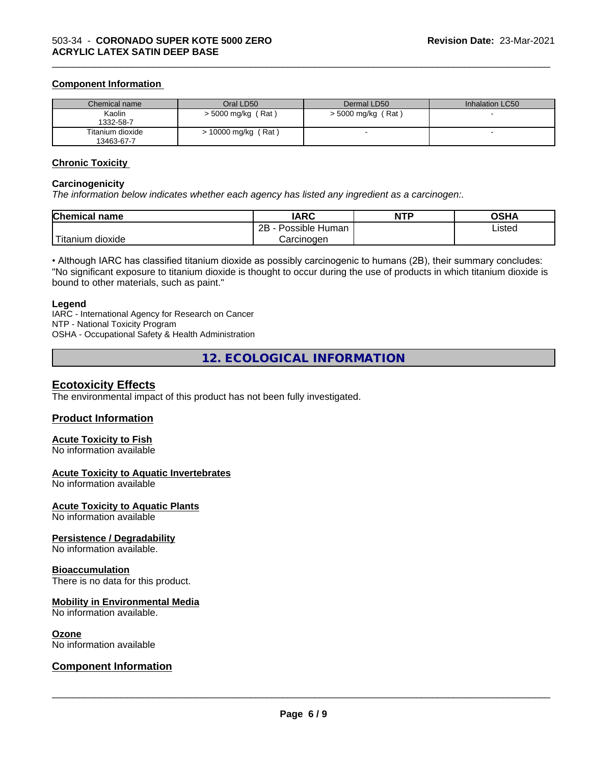### Component Information

| Chemical name | Oral LD50 | Dermal LD50 | Inhalation LC50 |
|---|---|---|---|
| Kaolin 1332-58-7 | > 5000 mg/kg ( Rat ) | > 5000 mg/kg ( Rat ) | - |
| Titanium dioxide 13463-67-7 | > 10000 mg/kg ( Rat ) | - | - |

### Chronic Toxicity

#### Carcinogenicity

*The information below indicates whether each agency has listed any ingredient as a carcinogen:.*

| Chemical name | IARC | NTP | OSHA |
|---|---|---|---|
| Titanium dioxide | 2B - Possible Human Carcinogen | | Listed |

• Although IARC has classified titanium dioxide as possibly carcinogenic to humans (2B), their summary concludes: "No significant exposure to titanium dioxide is thought to occur during the use of products in which titanium dioxide is bound to other materials, such as paint."

**Legend**

IARC - International Agency for Research on Cancer
NTP - National Toxicity Program
OSHA - Occupational Safety & Health Administration

# 12. ECOLOGICAL INFORMATION

## Ecotoxicity Effects

The environmental impact of this product has not been fully investigated.

### Product Information

#### Acute Toxicity to Fish

No information available

#### Acute Toxicity to Aquatic Invertebrates

No information available

#### Acute Toxicity to Aquatic Plants

No information available

#### Persistence / Degradability

No information available.

#### Bioaccumulation

There is no data for this product.

#### Mobility in Environmental Media

No information available.

#### Ozone

No information available

### Component Information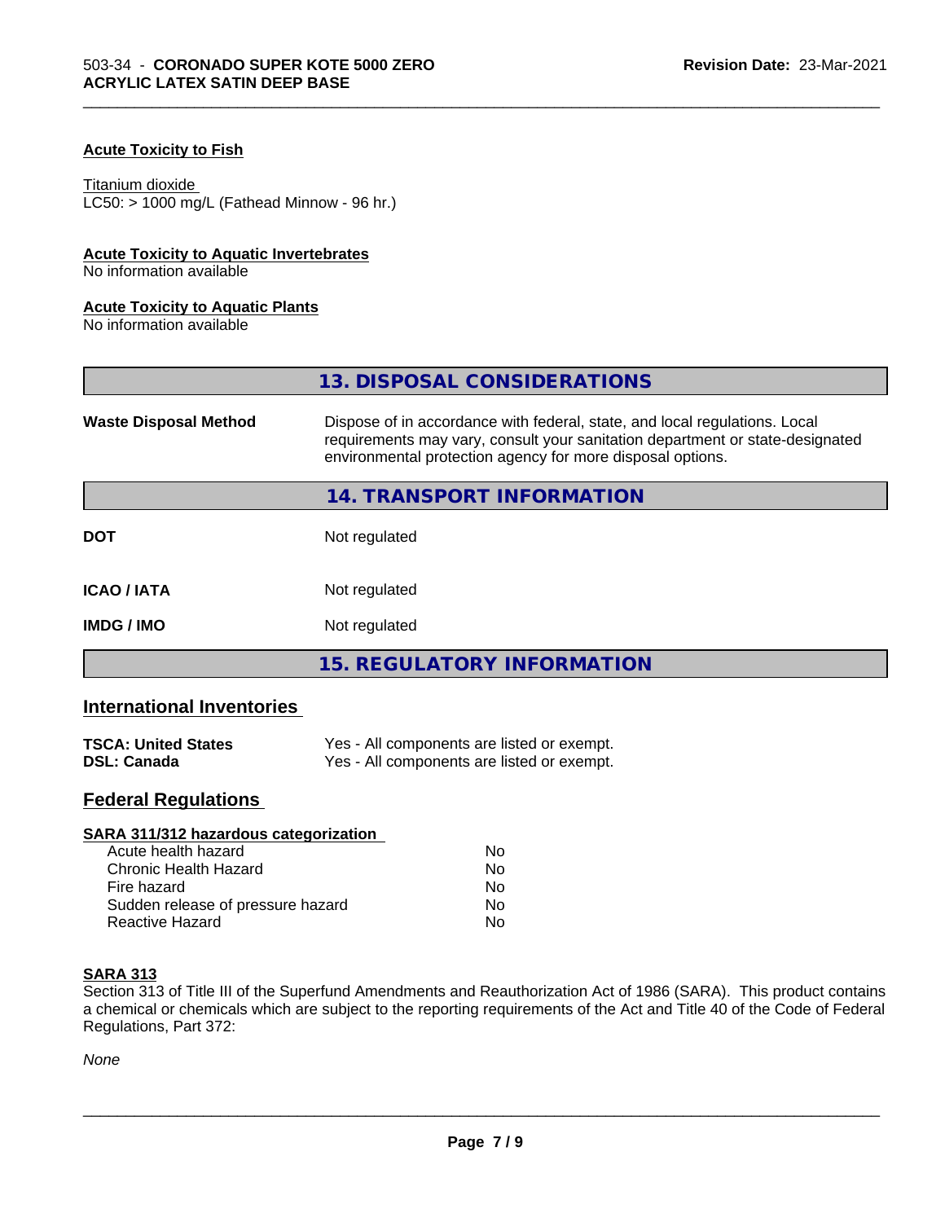#### Acute Toxicity to Fish

Titanium dioxide
LC50: > 1000 mg/L (Fathead Minnow - 96 hr.)

#### Acute Toxicity to Aquatic Invertebrates
No information available

#### Acute Toxicity to Aquatic Plants
No information available

## 13. DISPOSAL CONSIDERATIONS

| | |
|---|---|
| **Waste Disposal Method** | Dispose of in accordance with federal, state, and local regulations. Local requirements may vary, consult your sanitation department or state-designated environmental protection agency for more disposal options. |

## 14. TRANSPORT INFORMATION

| | |
|---|---|
| **DOT** | Not regulated |
| **ICAO / IATA** | Not regulated |
| **IMDG / IMO** | Not regulated |

## 15. REGULATORY INFORMATION

### International Inventories

| | |
|---|---|
| **TSCA: United States** | Yes - All components are listed or exempt. |
| **DSL: Canada** | Yes - All components are listed or exempt. |

### Federal Regulations

#### SARA 311/312 hazardous categorization

| | |
|---|---|
| Acute health hazard | No |
| Chronic Health Hazard | No |
| Fire hazard | No |
| Sudden release of pressure hazard | No |
| Reactive Hazard | No |

#### SARA 313
Section 313 of Title III of the Superfund Amendments and Reauthorization Act of 1986 (SARA). This product contains a chemical or chemicals which are subject to the reporting requirements of the Act and Title 40 of the Code of Federal Regulations, Part 372:

*None*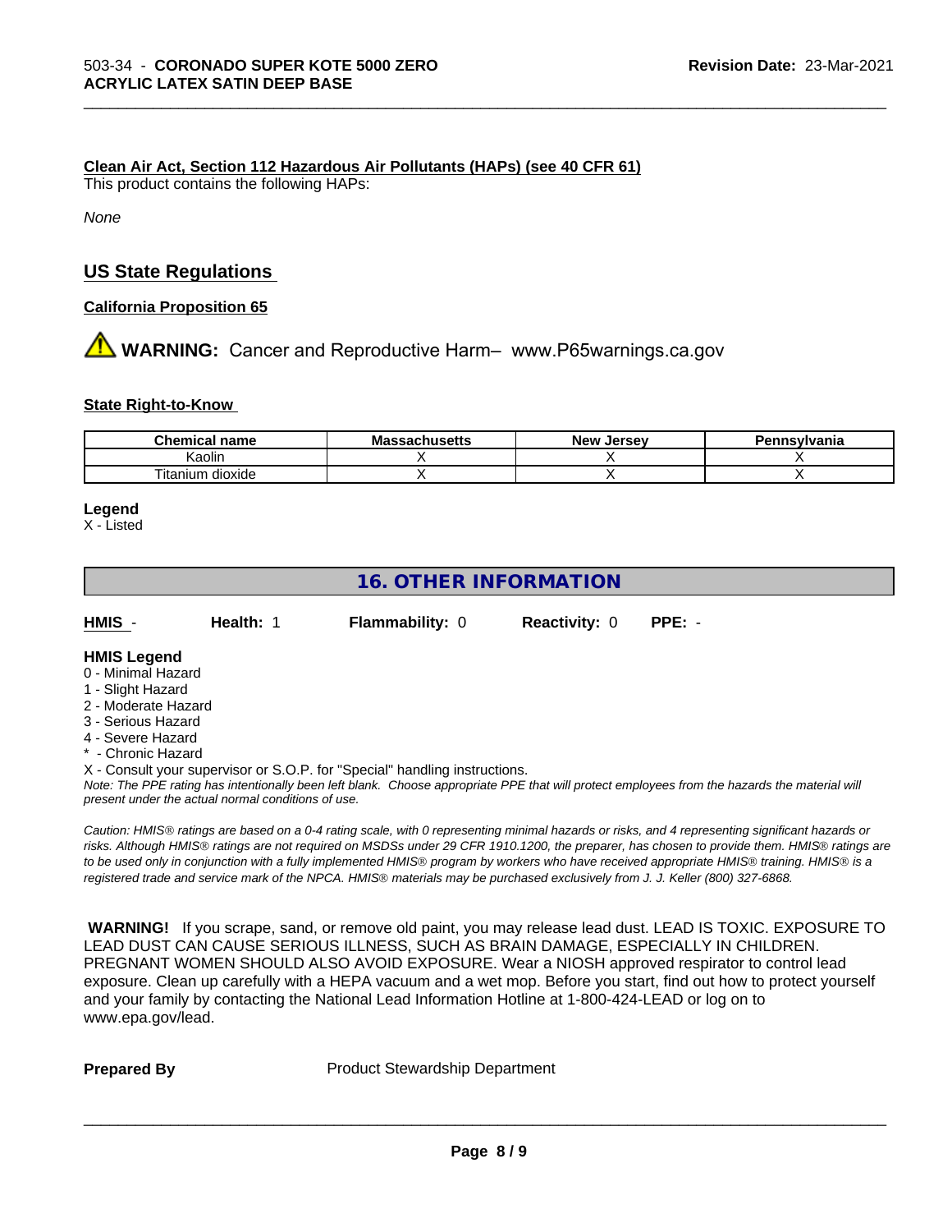**Clean Air Act, Section 112 Hazardous Air Pollutants (HAPs) (see 40 CFR 61)**

This product contains the following HAPs:

*None*

## US State Regulations

**California Proposition 65**

⚠ **WARNING:** Cancer and Reproductive Harm– www.P65warnings.ca.gov

**State Right-to-Know**

| Chemical name | Massachusetts | New Jersey | Pennsylvania |
|---|---|---|---|
| Kaolin | X | X | X |
| Titanium dioxide | X | X | X |

**Legend**

X - Listed

## 16. OTHER INFORMATION

| HMIS - | Health: 1 | Flammability: 0 | Reactivity: 0 | PPE: - |
|---|---|---|---|---|

**HMIS Legend**

0 - Minimal Hazard
1 - Slight Hazard
2 - Moderate Hazard
3 - Serious Hazard
4 - Severe Hazard
* - Chronic Hazard
X - Consult your supervisor or S.O.P. for "Special" handling instructions.

*Note: The PPE rating has intentionally been left blank. Choose appropriate PPE that will protect employees from the hazards the material will present under the actual normal conditions of use.*

*Caution: HMIS® ratings are based on a 0-4 rating scale, with 0 representing minimal hazards or risks, and 4 representing significant hazards or risks. Although HMIS® ratings are not required on MSDSs under 29 CFR 1910.1200, the preparer, has chosen to provide them. HMIS® ratings are to be used only in conjunction with a fully implemented HMIS® program by workers who have received appropriate HMIS® training. HMIS® is a registered trade and service mark of the NPCA. HMIS® materials may be purchased exclusively from J. J. Keller (800) 327-6868.*

**WARNING!** If you scrape, sand, or remove old paint, you may release lead dust. LEAD IS TOXIC. EXPOSURE TO LEAD DUST CAN CAUSE SERIOUS ILLNESS, SUCH AS BRAIN DAMAGE, ESPECIALLY IN CHILDREN. PREGNANT WOMEN SHOULD ALSO AVOID EXPOSURE. Wear a NIOSH approved respirator to control lead exposure. Clean up carefully with a HEPA vacuum and a wet mop. Before you start, find out how to protect yourself and your family by contacting the National Lead Information Hotline at 1-800-424-LEAD or log on to www.epa.gov/lead.

**Prepared By** Product Stewardship Department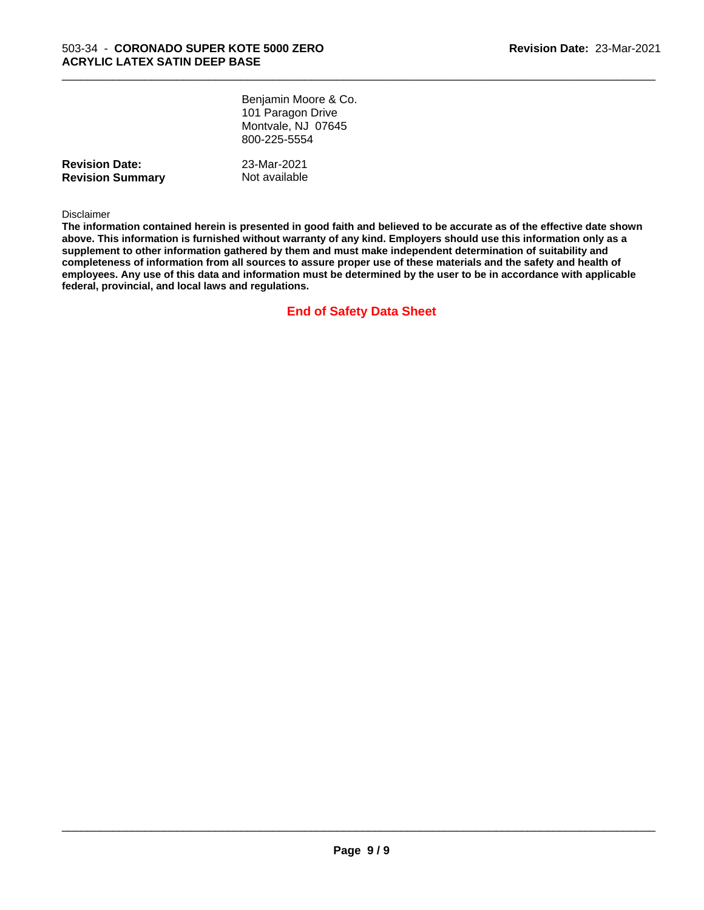Benjamin Moore & Co.
101 Paragon Drive
Montvale, NJ 07645
800-225-5554

| | |
|---|---|
| **Revision Date:** | 23-Mar-2021 |
| **Revision Summary** | Not available |

Disclaimer

**The information contained herein is presented in good faith and believed to be accurate as of the effective date shown above. This information is furnished without warranty of any kind. Employers should use this information only as a supplement to other information gathered by them and must make independent determination of suitability and completeness of information from all sources to assure proper use of these materials and the safety and health of employees. Any use of this data and information must be determined by the user to be in accordance with applicable federal, provincial, and local laws and regulations.**

**End of Safety Data Sheet**